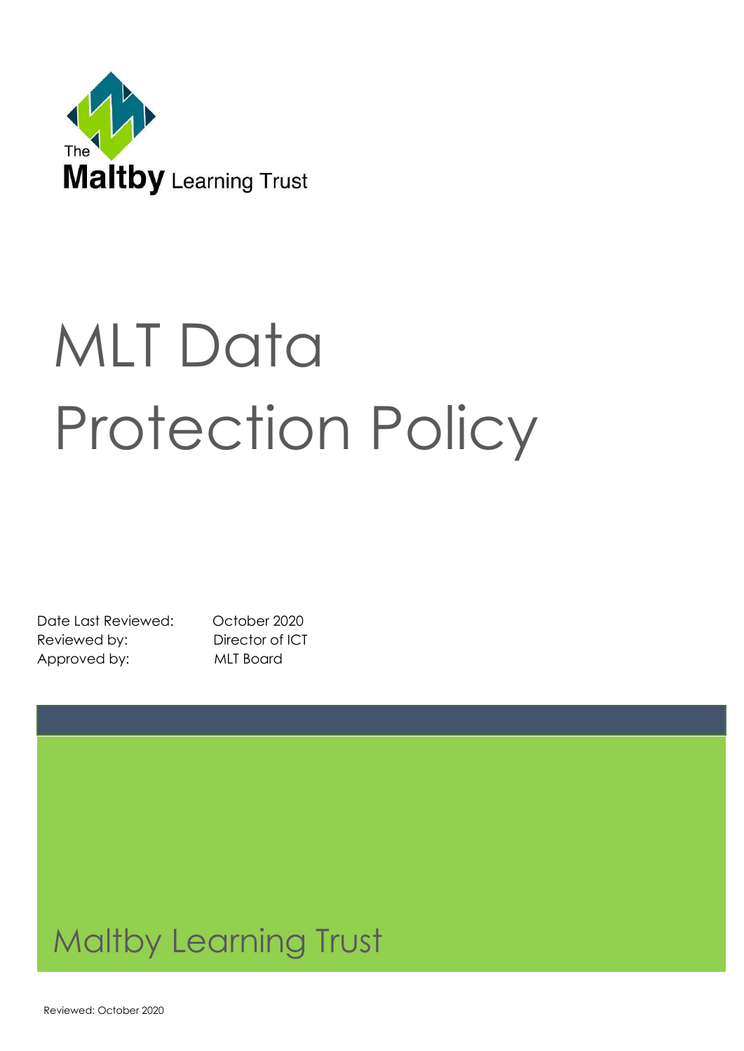The Maltby Learning Trust

# MLT Data Protection Policy

Date Last Reviewed: October 2020
Reviewed by: Director of ICT
Approved by: MLT Board

Maltby Learning Trust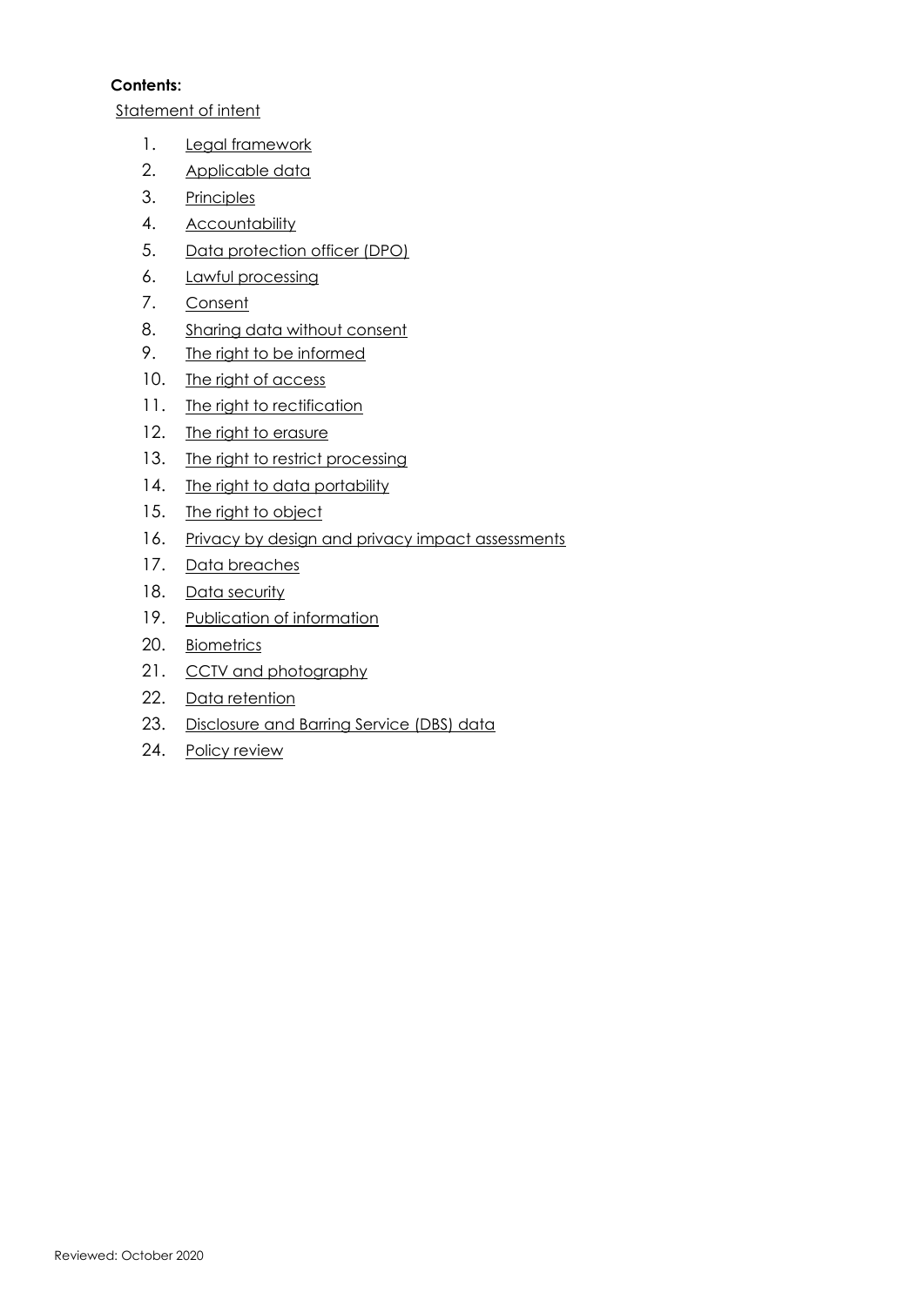**Contents:**

Statement of intent

1. Legal framework
2. Applicable data
3. Principles
4. Accountability
5. Data protection officer (DPO)
6. Lawful processing
7. Consent
8. Sharing data without consent
9. The right to be informed
10. The right of access
11. The right to rectification
12. The right to erasure
13. The right to restrict processing
14. The right to data portability
15. The right to object
16. Privacy by design and privacy impact assessments
17. Data breaches
18. Data security
19. Publication of information
20. Biometrics
21. CCTV and photography
22. Data retention
23. Disclosure and Barring Service (DBS) data
24. Policy review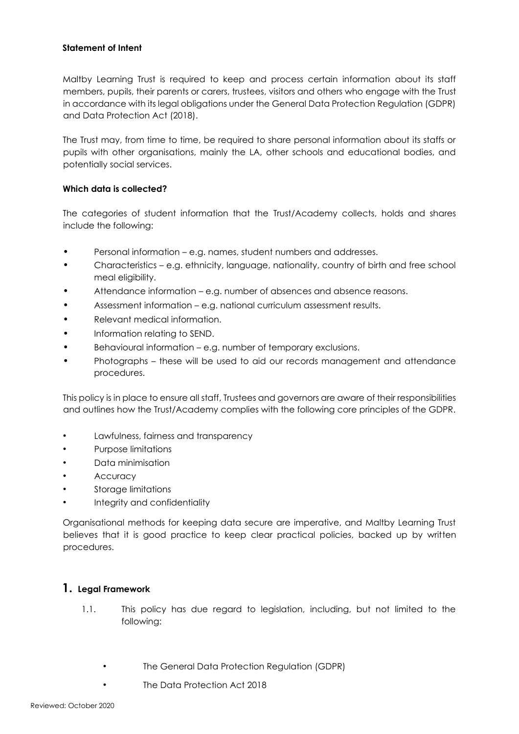**Statement of Intent**

Maltby Learning Trust is required to keep and process certain information about its staff members, pupils, their parents or carers, trustees, visitors and others who engage with the Trust in accordance with its legal obligations under the General Data Protection Regulation (GDPR) and Data Protection Act (2018).

The Trust may, from time to time, be required to share personal information about its staffs or pupils with other organisations, mainly the LA, other schools and educational bodies, and potentially social services.

**Which data is collected?**

The categories of student information that the Trust/Academy collects, holds and shares include the following:

- Personal information – e.g. names, student numbers and addresses.
- Characteristics – e.g. ethnicity, language, nationality, country of birth and free school meal eligibility.
- Attendance information – e.g. number of absences and absence reasons.
- Assessment information – e.g. national curriculum assessment results.
- Relevant medical information.
- Information relating to SEND.
- Behavioural information – e.g. number of temporary exclusions.
- Photographs – these will be used to aid our records management and attendance procedures.

This policy is in place to ensure all staff, Trustees and governors are aware of their responsibilities and outlines how the Trust/Academy complies with the following core principles of the GDPR.

- Lawfulness, fairness and transparency
- Purpose limitations
- Data minimisation
- Accuracy
- Storage limitations
- Integrity and confidentiality

Organisational methods for keeping data secure are imperative, and Maltby Learning Trust believes that it is good practice to keep clear practical policies, backed up by written procedures.

## 1. Legal Framework

1.1. This policy has due regard to legislation, including, but not limited to the following:

- The General Data Protection Regulation (GDPR)
- The Data Protection Act 2018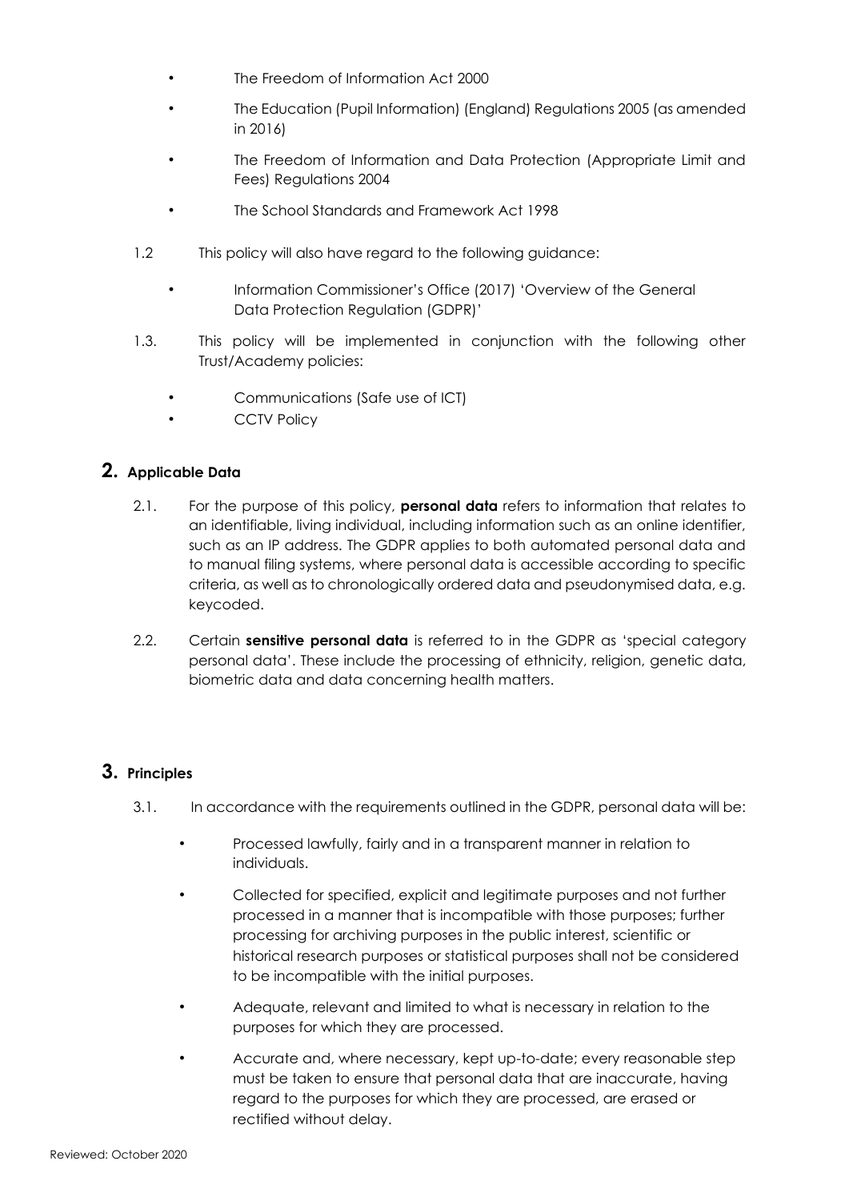- The Freedom of Information Act 2000
- The Education (Pupil Information) (England) Regulations 2005 (as amended in 2016)
- The Freedom of Information and Data Protection (Appropriate Limit and Fees) Regulations 2004
- The School Standards and Framework Act 1998

1.2 This policy will also have regard to the following guidance:

- Information Commissioner's Office (2017) 'Overview of the General Data Protection Regulation (GDPR)'

1.3. This policy will be implemented in conjunction with the following other Trust/Academy policies:

- Communications (Safe use of ICT)
- CCTV Policy

## 2. Applicable Data

2.1. For the purpose of this policy, **personal data** refers to information that relates to an identifiable, living individual, including information such as an online identifier, such as an IP address. The GDPR applies to both automated personal data and to manual filing systems, where personal data is accessible according to specific criteria, as well as to chronologically ordered data and pseudonymised data, e.g. keycoded.

2.2. Certain **sensitive personal data** is referred to in the GDPR as 'special category personal data'. These include the processing of ethnicity, religion, genetic data, biometric data and data concerning health matters.

## 3. Principles

3.1. In accordance with the requirements outlined in the GDPR, personal data will be:

- Processed lawfully, fairly and in a transparent manner in relation to individuals.
- Collected for specified, explicit and legitimate purposes and not further processed in a manner that is incompatible with those purposes; further processing for archiving purposes in the public interest, scientific or historical research purposes or statistical purposes shall not be considered to be incompatible with the initial purposes.
- Adequate, relevant and limited to what is necessary in relation to the purposes for which they are processed.
- Accurate and, where necessary, kept up-to-date; every reasonable step must be taken to ensure that personal data that are inaccurate, having regard to the purposes for which they are processed, are erased or rectified without delay.

Reviewed: October 2020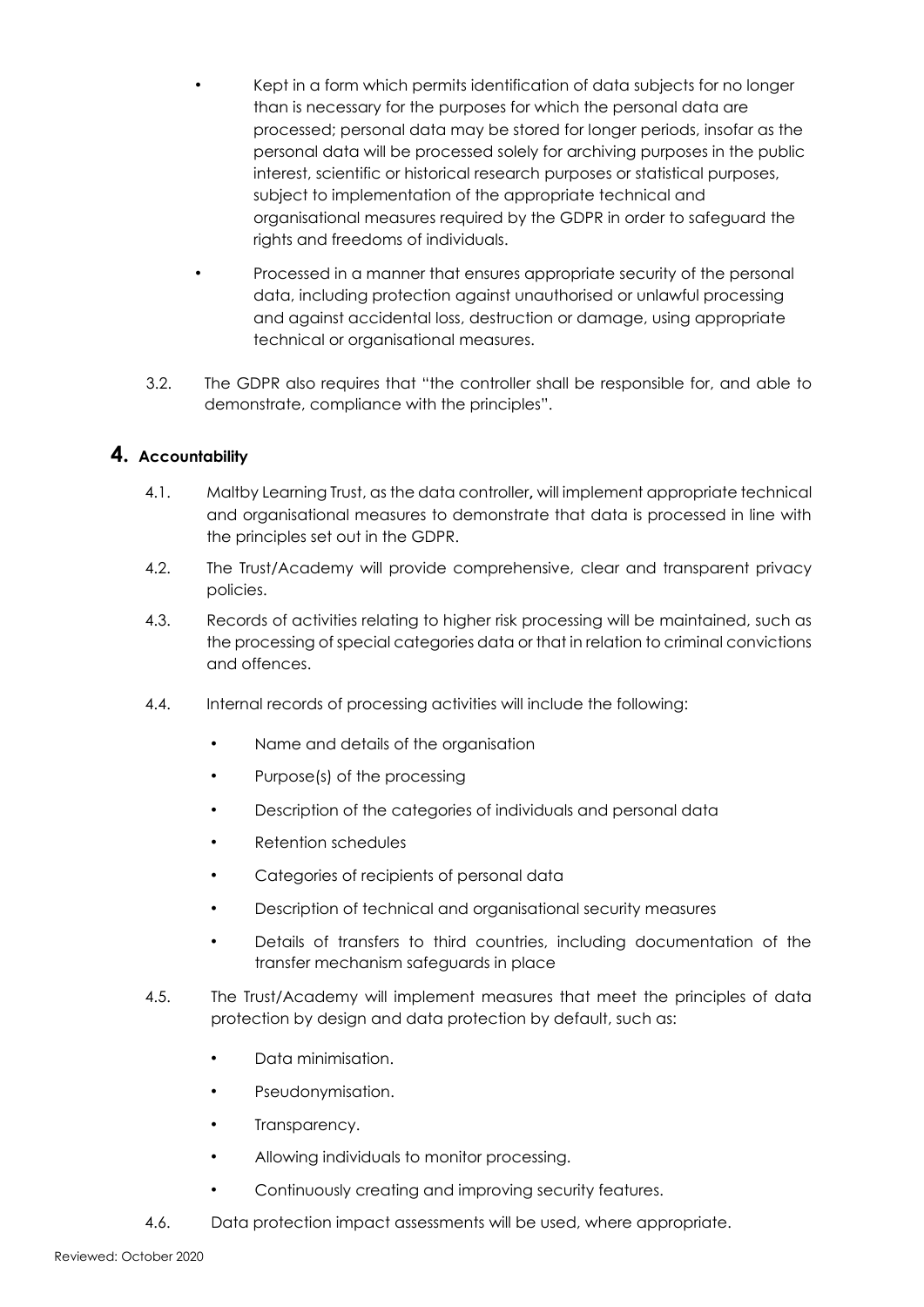- Kept in a form which permits identification of data subjects for no longer than is necessary for the purposes for which the personal data are processed; personal data may be stored for longer periods, insofar as the personal data will be processed solely for archiving purposes in the public interest, scientific or historical research purposes or statistical purposes, subject to implementation of the appropriate technical and organisational measures required by the GDPR in order to safeguard the rights and freedoms of individuals.
- Processed in a manner that ensures appropriate security of the personal data, including protection against unauthorised or unlawful processing and against accidental loss, destruction or damage, using appropriate technical or organisational measures.

3.2. The GDPR also requires that "the controller shall be responsible for, and able to demonstrate, compliance with the principles".

## 4. Accountability

4.1. Maltby Learning Trust, as the data controller**,** will implement appropriate technical and organisational measures to demonstrate that data is processed in line with the principles set out in the GDPR.

4.2. The Trust/Academy will provide comprehensive, clear and transparent privacy policies.

4.3. Records of activities relating to higher risk processing will be maintained, such as the processing of special categories data or that in relation to criminal convictions and offences.

4.4. Internal records of processing activities will include the following:

- Name and details of the organisation
- Purpose(s) of the processing
- Description of the categories of individuals and personal data
- Retention schedules
- Categories of recipients of personal data
- Description of technical and organisational security measures
- Details of transfers to third countries, including documentation of the transfer mechanism safeguards in place

4.5. The Trust/Academy will implement measures that meet the principles of data protection by design and data protection by default, such as:

- Data minimisation.
- Pseudonymisation.
- Transparency.
- Allowing individuals to monitor processing.
- Continuously creating and improving security features.

4.6. Data protection impact assessments will be used, where appropriate.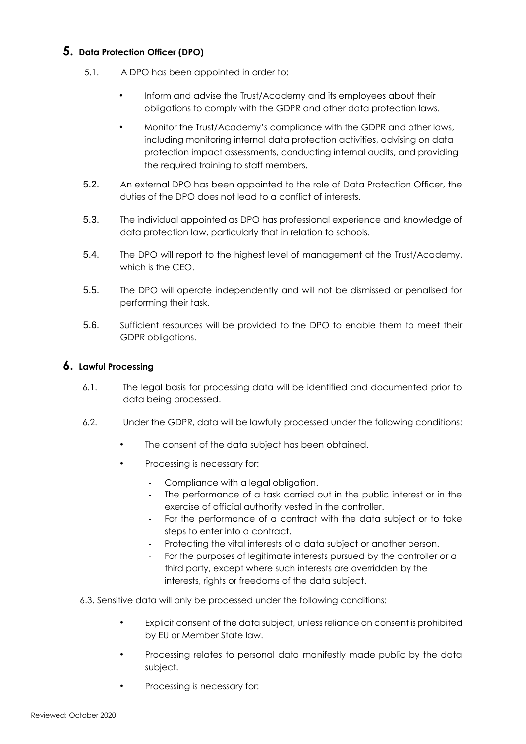## 5. Data Protection Officer (DPO)

5.1. A DPO has been appointed in order to:

- Inform and advise the Trust/Academy and its employees about their obligations to comply with the GDPR and other data protection laws.
- Monitor the Trust/Academy's compliance with the GDPR and other laws, including monitoring internal data protection activities, advising on data protection impact assessments, conducting internal audits, and providing the required training to staff members.

5.2. An external DPO has been appointed to the role of Data Protection Officer, the duties of the DPO does not lead to a conflict of interests.

5.3. The individual appointed as DPO has professional experience and knowledge of data protection law, particularly that in relation to schools.

5.4. The DPO will report to the highest level of management at the Trust/Academy, which is the CEO.

5.5. The DPO will operate independently and will not be dismissed or penalised for performing their task.

5.6. Sufficient resources will be provided to the DPO to enable them to meet their GDPR obligations.

## 6. Lawful Processing

6.1. The legal basis for processing data will be identified and documented prior to data being processed.

6.2. Under the GDPR, data will be lawfully processed under the following conditions:

- The consent of the data subject has been obtained.
- Processing is necessary for:
  - Compliance with a legal obligation.
  - The performance of a task carried out in the public interest or in the exercise of official authority vested in the controller.
  - For the performance of a contract with the data subject or to take steps to enter into a contract.
  - Protecting the vital interests of a data subject or another person.
  - For the purposes of legitimate interests pursued by the controller or a third party, except where such interests are overridden by the interests, rights or freedoms of the data subject.

6.3. Sensitive data will only be processed under the following conditions:

- Explicit consent of the data subject, unless reliance on consent is prohibited by EU or Member State law.
- Processing relates to personal data manifestly made public by the data subject.
- Processing is necessary for: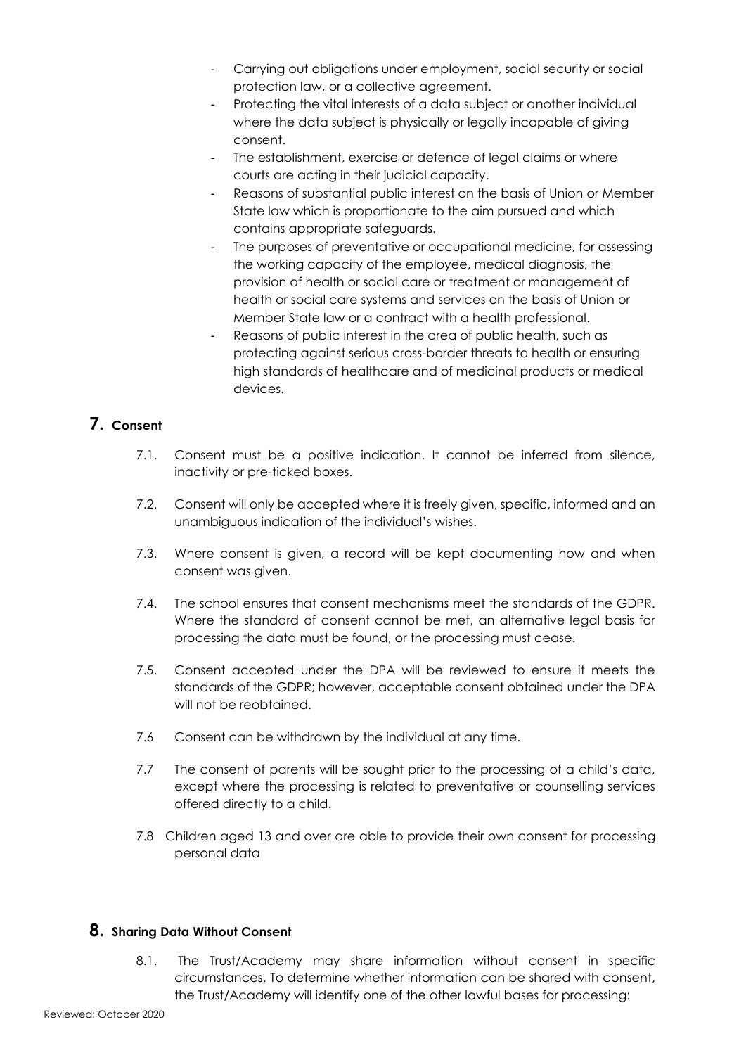- Carrying out obligations under employment, social security or social protection law, or a collective agreement.
- Protecting the vital interests of a data subject or another individual where the data subject is physically or legally incapable of giving consent.
- The establishment, exercise or defence of legal claims or where courts are acting in their judicial capacity.
- Reasons of substantial public interest on the basis of Union or Member State law which is proportionate to the aim pursued and which contains appropriate safeguards.
- The purposes of preventative or occupational medicine, for assessing the working capacity of the employee, medical diagnosis, the provision of health or social care or treatment or management of health or social care systems and services on the basis of Union or Member State law or a contract with a health professional.
- Reasons of public interest in the area of public health, such as protecting against serious cross-border threats to health or ensuring high standards of healthcare and of medicinal products or medical devices.

## 7. Consent

7.1. Consent must be a positive indication. It cannot be inferred from silence, inactivity or pre-ticked boxes.

7.2. Consent will only be accepted where it is freely given, specific, informed and an unambiguous indication of the individual's wishes.

7.3. Where consent is given, a record will be kept documenting how and when consent was given.

7.4. The school ensures that consent mechanisms meet the standards of the GDPR. Where the standard of consent cannot be met, an alternative legal basis for processing the data must be found, or the processing must cease.

7.5. Consent accepted under the DPA will be reviewed to ensure it meets the standards of the GDPR; however, acceptable consent obtained under the DPA will not be reobtained.

7.6 Consent can be withdrawn by the individual at any time.

7.7 The consent of parents will be sought prior to the processing of a child's data, except where the processing is related to preventative or counselling services offered directly to a child.

7.8 Children aged 13 and over are able to provide their own consent for processing personal data

## 8. Sharing Data Without Consent

8.1. The Trust/Academy may share information without consent in specific circumstances. To determine whether information can be shared with consent, the Trust/Academy will identify one of the other lawful bases for processing: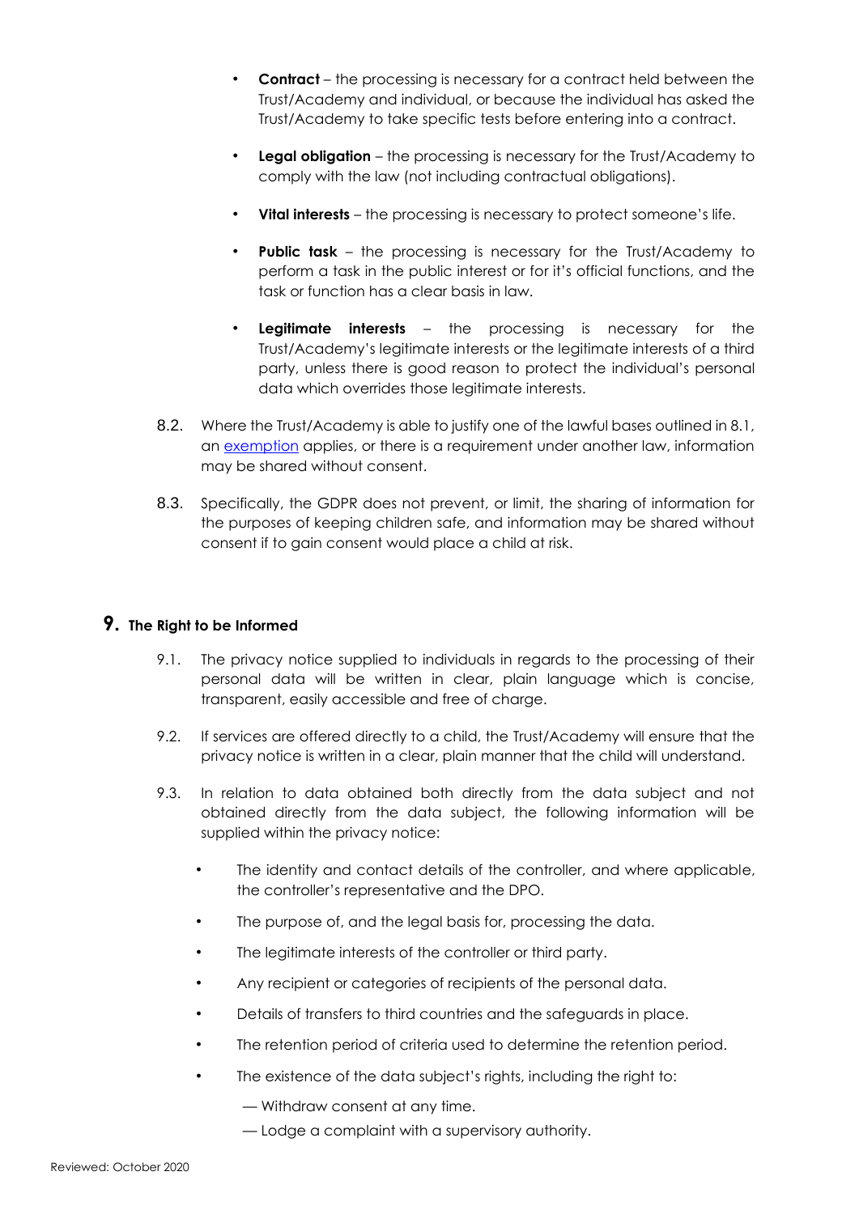- **Contract** – the processing is necessary for a contract held between the Trust/Academy and individual, or because the individual has asked the Trust/Academy to take specific tests before entering into a contract.
- **Legal obligation** – the processing is necessary for the Trust/Academy to comply with the law (not including contractual obligations).
- **Vital interests** – the processing is necessary to protect someone's life.
- **Public task** – the processing is necessary for the Trust/Academy to perform a task in the public interest or for it's official functions, and the task or function has a clear basis in law.
- **Legitimate interests** – the processing is necessary for the Trust/Academy's legitimate interests or the legitimate interests of a third party, unless there is good reason to protect the individual's personal data which overrides those legitimate interests.

8.2. Where the Trust/Academy is able to justify one of the lawful bases outlined in 8.1, an exemption applies, or there is a requirement under another law, information may be shared without consent.

8.3. Specifically, the GDPR does not prevent, or limit, the sharing of information for the purposes of keeping children safe, and information may be shared without consent if to gain consent would place a child at risk.

## 9. The Right to be Informed

9.1. The privacy notice supplied to individuals in regards to the processing of their personal data will be written in clear, plain language which is concise, transparent, easily accessible and free of charge.

9.2. If services are offered directly to a child, the Trust/Academy will ensure that the privacy notice is written in a clear, plain manner that the child will understand.

9.3. In relation to data obtained both directly from the data subject and not obtained directly from the data subject, the following information will be supplied within the privacy notice:

- The identity and contact details of the controller, and where applicable, the controller's representative and the DPO.
- The purpose of, and the legal basis for, processing the data.
- The legitimate interests of the controller or third party.
- Any recipient or categories of recipients of the personal data.
- Details of transfers to third countries and the safeguards in place.
- The retention period of criteria used to determine the retention period.
- The existence of the data subject's rights, including the right to:
  - Withdraw consent at any time.
  - Lodge a complaint with a supervisory authority.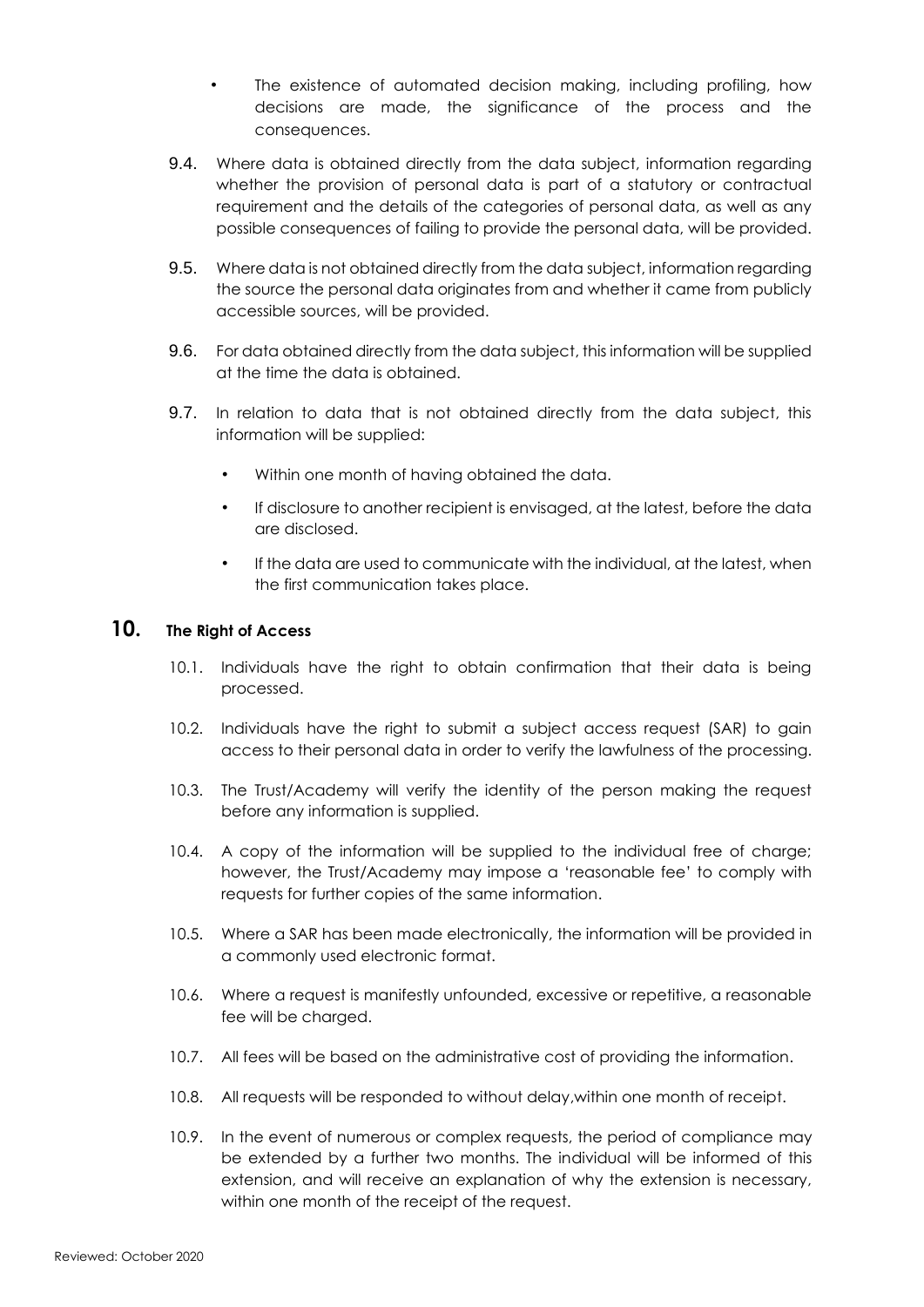- The existence of automated decision making, including profiling, how decisions are made, the significance of the process and the consequences.

9.4. Where data is obtained directly from the data subject, information regarding whether the provision of personal data is part of a statutory or contractual requirement and the details of the categories of personal data, as well as any possible consequences of failing to provide the personal data, will be provided.

9.5. Where data is not obtained directly from the data subject, information regarding the source the personal data originates from and whether it came from publicly accessible sources, will be provided.

9.6. For data obtained directly from the data subject, this information will be supplied at the time the data is obtained.

9.7. In relation to data that is not obtained directly from the data subject, this information will be supplied:

- Within one month of having obtained the data.
- If disclosure to another recipient is envisaged, at the latest, before the data are disclosed.
- If the data are used to communicate with the individual, at the latest, when the first communication takes place.

## 10. The Right of Access

10.1. Individuals have the right to obtain confirmation that their data is being processed.

10.2. Individuals have the right to submit a subject access request (SAR) to gain access to their personal data in order to verify the lawfulness of the processing.

10.3. The Trust/Academy will verify the identity of the person making the request before any information is supplied.

10.4. A copy of the information will be supplied to the individual free of charge; however, the Trust/Academy may impose a 'reasonable fee' to comply with requests for further copies of the same information.

10.5. Where a SAR has been made electronically, the information will be provided in a commonly used electronic format.

10.6. Where a request is manifestly unfounded, excessive or repetitive, a reasonable fee will be charged.

10.7. All fees will be based on the administrative cost of providing the information.

10.8. All requests will be responded to without delay,within one month of receipt.

10.9. In the event of numerous or complex requests, the period of compliance may be extended by a further two months. The individual will be informed of this extension, and will receive an explanation of why the extension is necessary, within one month of the receipt of the request.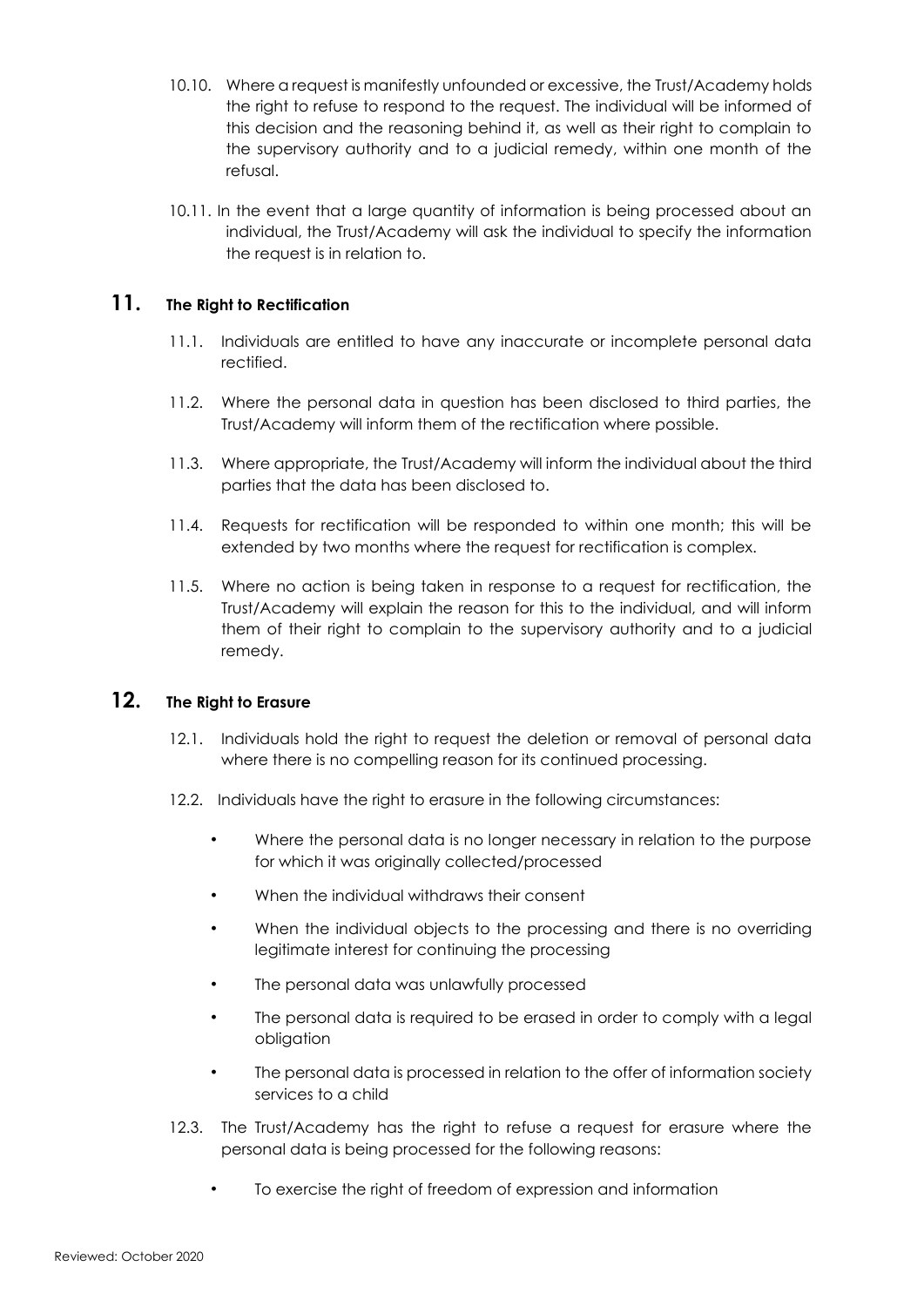10.10. Where a request is manifestly unfounded or excessive, the Trust/Academy holds the right to refuse to respond to the request. The individual will be informed of this decision and the reasoning behind it, as well as their right to complain to the supervisory authority and to a judicial remedy, within one month of the refusal.

10.11. In the event that a large quantity of information is being processed about an individual, the Trust/Academy will ask the individual to specify the information the request is in relation to.

## 11. The Right to Rectification

11.1. Individuals are entitled to have any inaccurate or incomplete personal data rectified.

11.2. Where the personal data in question has been disclosed to third parties, the Trust/Academy will inform them of the rectification where possible.

11.3. Where appropriate, the Trust/Academy will inform the individual about the third parties that the data has been disclosed to.

11.4. Requests for rectification will be responded to within one month; this will be extended by two months where the request for rectification is complex.

11.5. Where no action is being taken in response to a request for rectification, the Trust/Academy will explain the reason for this to the individual, and will inform them of their right to complain to the supervisory authority and to a judicial remedy.

## 12. The Right to Erasure

12.1. Individuals hold the right to request the deletion or removal of personal data where there is no compelling reason for its continued processing.

12.2. Individuals have the right to erasure in the following circumstances:

- Where the personal data is no longer necessary in relation to the purpose for which it was originally collected/processed
- When the individual withdraws their consent
- When the individual objects to the processing and there is no overriding legitimate interest for continuing the processing
- The personal data was unlawfully processed
- The personal data is required to be erased in order to comply with a legal obligation
- The personal data is processed in relation to the offer of information society services to a child

12.3. The Trust/Academy has the right to refuse a request for erasure where the personal data is being processed for the following reasons:

- To exercise the right of freedom of expression and information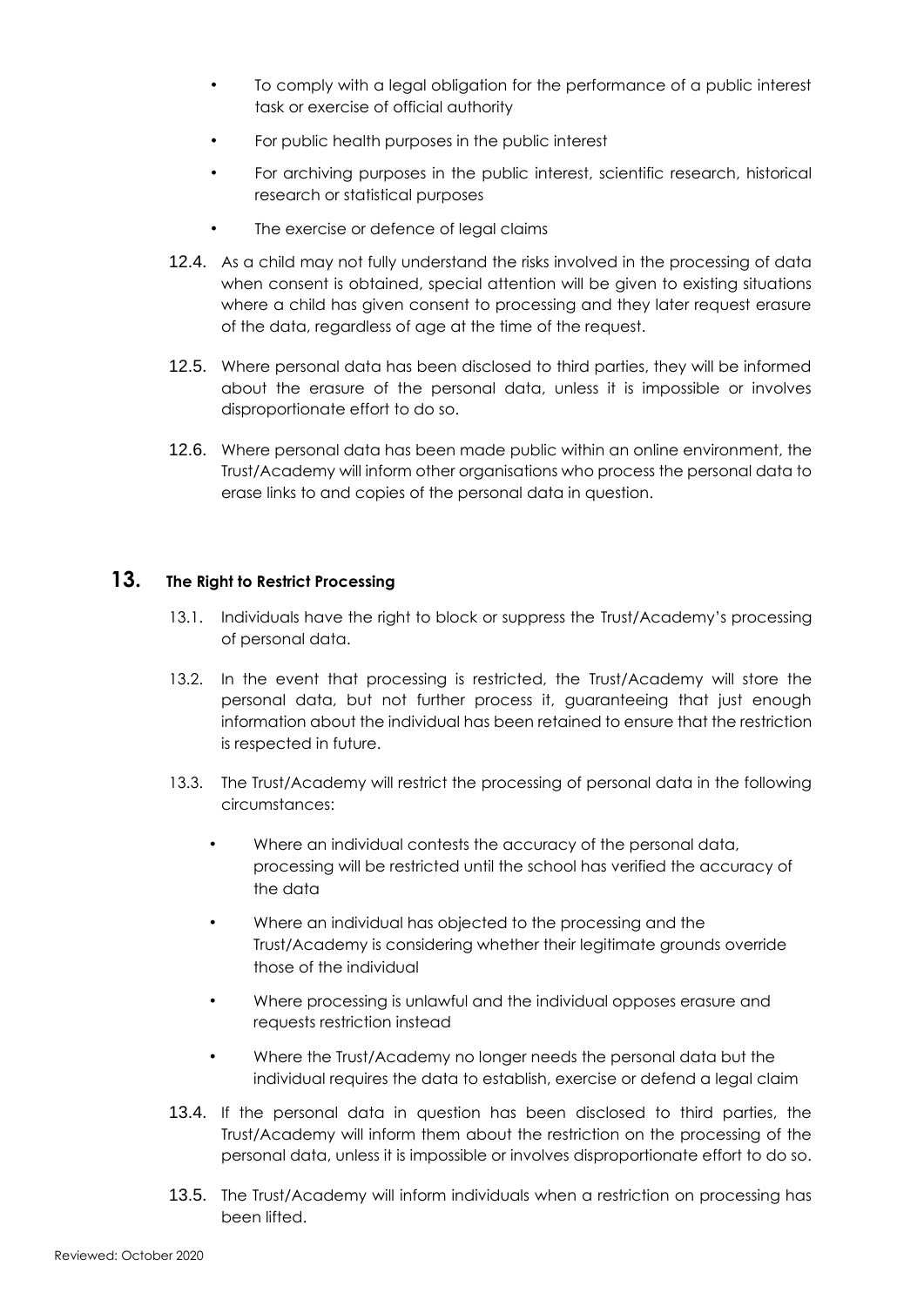- To comply with a legal obligation for the performance of a public interest task or exercise of official authority
- For public health purposes in the public interest
- For archiving purposes in the public interest, scientific research, historical research or statistical purposes
- The exercise or defence of legal claims

12.4. As a child may not fully understand the risks involved in the processing of data when consent is obtained, special attention will be given to existing situations where a child has given consent to processing and they later request erasure of the data, regardless of age at the time of the request.

12.5. Where personal data has been disclosed to third parties, they will be informed about the erasure of the personal data, unless it is impossible or involves disproportionate effort to do so.

12.6. Where personal data has been made public within an online environment, the Trust/Academy will inform other organisations who process the personal data to erase links to and copies of the personal data in question.

## 13. The Right to Restrict Processing

13.1. Individuals have the right to block or suppress the Trust/Academy's processing of personal data.

13.2. In the event that processing is restricted, the Trust/Academy will store the personal data, but not further process it, guaranteeing that just enough information about the individual has been retained to ensure that the restriction is respected in future.

13.3. The Trust/Academy will restrict the processing of personal data in the following circumstances:

- Where an individual contests the accuracy of the personal data, processing will be restricted until the school has verified the accuracy of the data
- Where an individual has objected to the processing and the Trust/Academy is considering whether their legitimate grounds override those of the individual
- Where processing is unlawful and the individual opposes erasure and requests restriction instead
- Where the Trust/Academy no longer needs the personal data but the individual requires the data to establish, exercise or defend a legal claim

13.4. If the personal data in question has been disclosed to third parties, the Trust/Academy will inform them about the restriction on the processing of the personal data, unless it is impossible or involves disproportionate effort to do so.

13.5. The Trust/Academy will inform individuals when a restriction on processing has been lifted.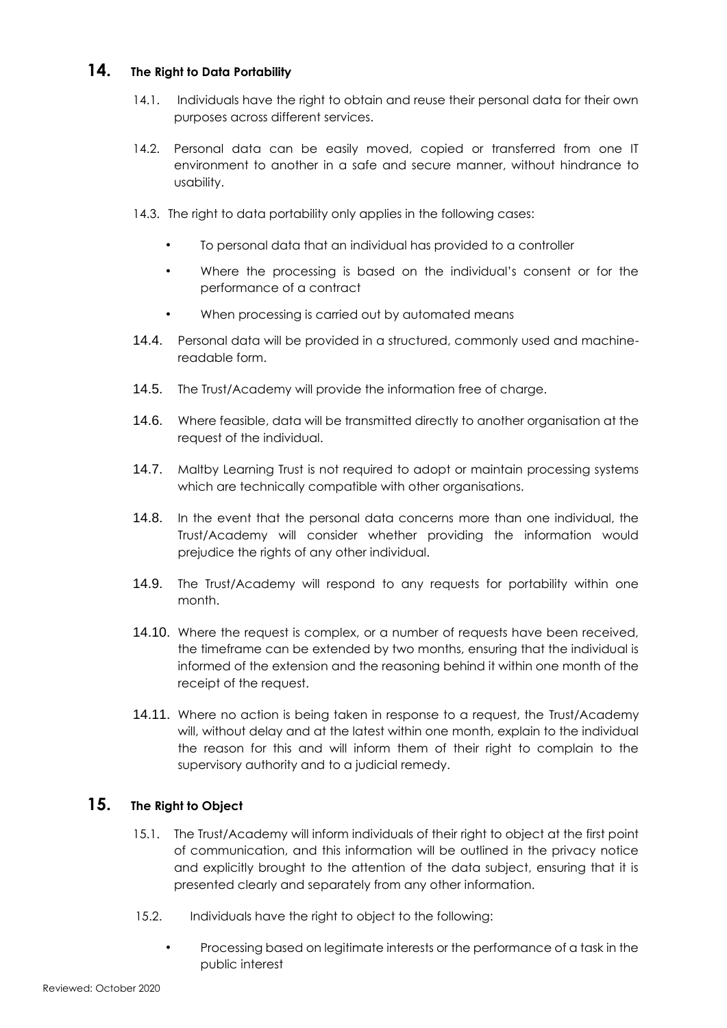## 14. The Right to Data Portability

14.1. Individuals have the right to obtain and reuse their personal data for their own purposes across different services.

14.2. Personal data can be easily moved, copied or transferred from one IT environment to another in a safe and secure manner, without hindrance to usability.

14.3. The right to data portability only applies in the following cases:

- To personal data that an individual has provided to a controller
- Where the processing is based on the individual's consent or for the performance of a contract
- When processing is carried out by automated means

14.4. Personal data will be provided in a structured, commonly used and machine-readable form.

14.5. The Trust/Academy will provide the information free of charge.

14.6. Where feasible, data will be transmitted directly to another organisation at the request of the individual.

14.7. Maltby Learning Trust is not required to adopt or maintain processing systems which are technically compatible with other organisations.

14.8. In the event that the personal data concerns more than one individual, the Trust/Academy will consider whether providing the information would prejudice the rights of any other individual.

14.9. The Trust/Academy will respond to any requests for portability within one month.

14.10. Where the request is complex, or a number of requests have been received, the timeframe can be extended by two months, ensuring that the individual is informed of the extension and the reasoning behind it within one month of the receipt of the request.

14.11. Where no action is being taken in response to a request, the Trust/Academy will, without delay and at the latest within one month, explain to the individual the reason for this and will inform them of their right to complain to the supervisory authority and to a judicial remedy.

## 15. The Right to Object

15.1. The Trust/Academy will inform individuals of their right to object at the first point of communication, and this information will be outlined in the privacy notice and explicitly brought to the attention of the data subject, ensuring that it is presented clearly and separately from any other information.

15.2. Individuals have the right to object to the following:

- Processing based on legitimate interests or the performance of a task in the public interest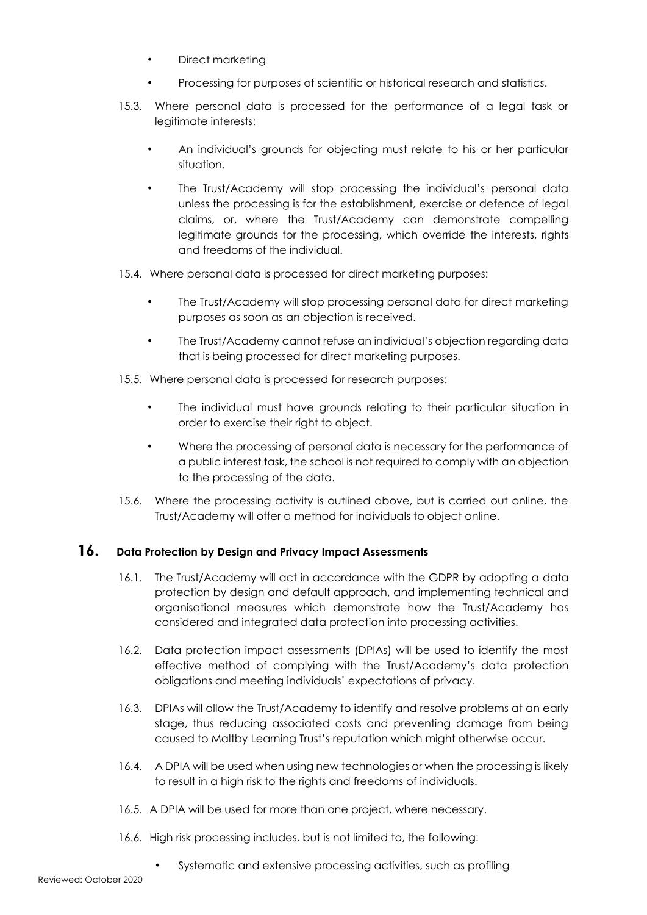- Direct marketing
- Processing for purposes of scientific or historical research and statistics.

15.3. Where personal data is processed for the performance of a legal task or legitimate interests:

- An individual's grounds for objecting must relate to his or her particular situation.
- The Trust/Academy will stop processing the individual's personal data unless the processing is for the establishment, exercise or defence of legal claims, or, where the Trust/Academy can demonstrate compelling legitimate grounds for the processing, which override the interests, rights and freedoms of the individual.

15.4. Where personal data is processed for direct marketing purposes:

- The Trust/Academy will stop processing personal data for direct marketing purposes as soon as an objection is received.
- The Trust/Academy cannot refuse an individual's objection regarding data that is being processed for direct marketing purposes.

15.5. Where personal data is processed for research purposes:

- The individual must have grounds relating to their particular situation in order to exercise their right to object.
- Where the processing of personal data is necessary for the performance of a public interest task, the school is not required to comply with an objection to the processing of the data.

15.6. Where the processing activity is outlined above, but is carried out online, the Trust/Academy will offer a method for individuals to object online.

## 16. Data Protection by Design and Privacy Impact Assessments

16.1. The Trust/Academy will act in accordance with the GDPR by adopting a data protection by design and default approach, and implementing technical and organisational measures which demonstrate how the Trust/Academy has considered and integrated data protection into processing activities.

16.2. Data protection impact assessments (DPIAs) will be used to identify the most effective method of complying with the Trust/Academy's data protection obligations and meeting individuals' expectations of privacy.

16.3. DPIAs will allow the Trust/Academy to identify and resolve problems at an early stage, thus reducing associated costs and preventing damage from being caused to Maltby Learning Trust's reputation which might otherwise occur.

16.4. A DPIA will be used when using new technologies or when the processing is likely to result in a high risk to the rights and freedoms of individuals.

16.5. A DPIA will be used for more than one project, where necessary.

16.6. High risk processing includes, but is not limited to, the following:

- Systematic and extensive processing activities, such as profiling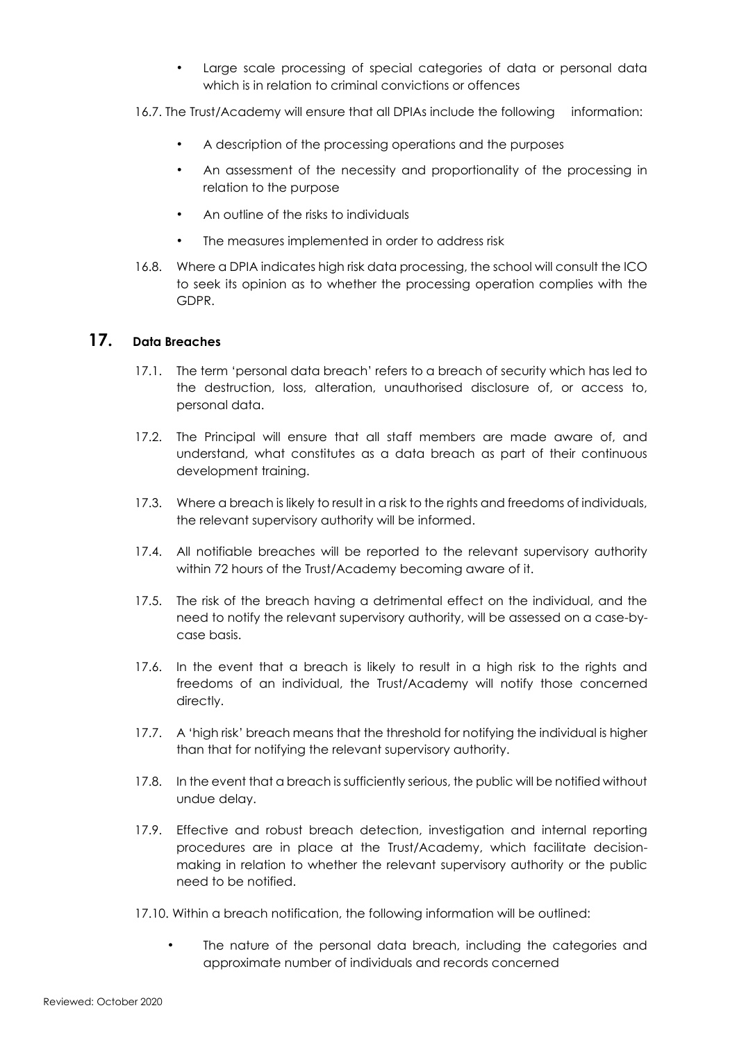- Large scale processing of special categories of data or personal data which is in relation to criminal convictions or offences

16.7. The Trust/Academy will ensure that all DPIAs include the following information:

- A description of the processing operations and the purposes
- An assessment of the necessity and proportionality of the processing in relation to the purpose
- An outline of the risks to individuals
- The measures implemented in order to address risk

16.8. Where a DPIA indicates high risk data processing, the school will consult the ICO to seek its opinion as to whether the processing operation complies with the GDPR.

## 17. Data Breaches

17.1. The term 'personal data breach' refers to a breach of security which has led to the destruction, loss, alteration, unauthorised disclosure of, or access to, personal data.

17.2. The Principal will ensure that all staff members are made aware of, and understand, what constitutes as a data breach as part of their continuous development training.

17.3. Where a breach is likely to result in a risk to the rights and freedoms of individuals, the relevant supervisory authority will be informed.

17.4. All notifiable breaches will be reported to the relevant supervisory authority within 72 hours of the Trust/Academy becoming aware of it.

17.5. The risk of the breach having a detrimental effect on the individual, and the need to notify the relevant supervisory authority, will be assessed on a case-by-case basis.

17.6. In the event that a breach is likely to result in a high risk to the rights and freedoms of an individual, the Trust/Academy will notify those concerned directly.

17.7. A 'high risk' breach means that the threshold for notifying the individual is higher than that for notifying the relevant supervisory authority.

17.8. In the event that a breach is sufficiently serious, the public will be notified without undue delay.

17.9. Effective and robust breach detection, investigation and internal reporting procedures are in place at the Trust/Academy, which facilitate decision-making in relation to whether the relevant supervisory authority or the public need to be notified.

17.10. Within a breach notification, the following information will be outlined:

- The nature of the personal data breach, including the categories and approximate number of individuals and records concerned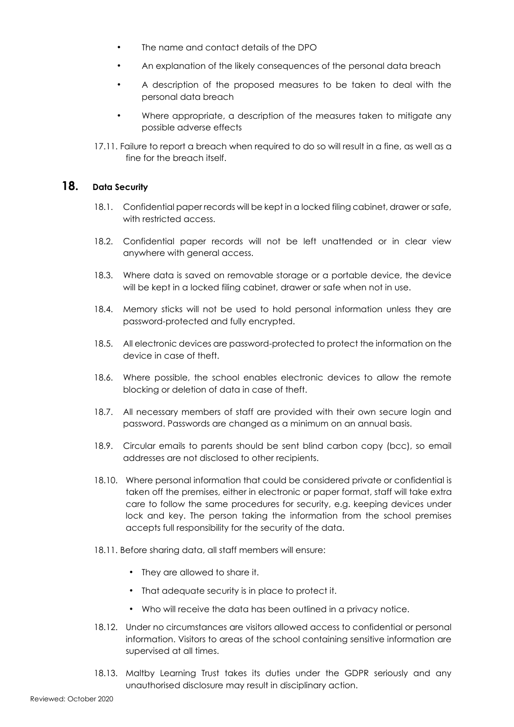- The name and contact details of the DPO
- An explanation of the likely consequences of the personal data breach
- A description of the proposed measures to be taken to deal with the personal data breach
- Where appropriate, a description of the measures taken to mitigate any possible adverse effects

17.11. Failure to report a breach when required to do so will result in a fine, as well as a fine for the breach itself.

## 18. Data Security

18.1. Confidential paper records will be kept in a locked filing cabinet, drawer or safe, with restricted access.

18.2. Confidential paper records will not be left unattended or in clear view anywhere with general access.

18.3. Where data is saved on removable storage or a portable device, the device will be kept in a locked filing cabinet, drawer or safe when not in use.

18.4. Memory sticks will not be used to hold personal information unless they are password-protected and fully encrypted.

18.5. All electronic devices are password-protected to protect the information on the device in case of theft.

18.6. Where possible, the school enables electronic devices to allow the remote blocking or deletion of data in case of theft.

18.7. All necessary members of staff are provided with their own secure login and password. Passwords are changed as a minimum on an annual basis.

18.9. Circular emails to parents should be sent blind carbon copy (bcc), so email addresses are not disclosed to other recipients.

18.10. Where personal information that could be considered private or confidential is taken off the premises, either in electronic or paper format, staff will take extra care to follow the same procedures for security, e.g. keeping devices under lock and key. The person taking the information from the school premises accepts full responsibility for the security of the data.

18.11. Before sharing data, all staff members will ensure:

- They are allowed to share it.
- That adequate security is in place to protect it.
- Who will receive the data has been outlined in a privacy notice.

18.12. Under no circumstances are visitors allowed access to confidential or personal information. Visitors to areas of the school containing sensitive information are supervised at all times.

18.13. Maltby Learning Trust takes its duties under the GDPR seriously and any unauthorised disclosure may result in disciplinary action.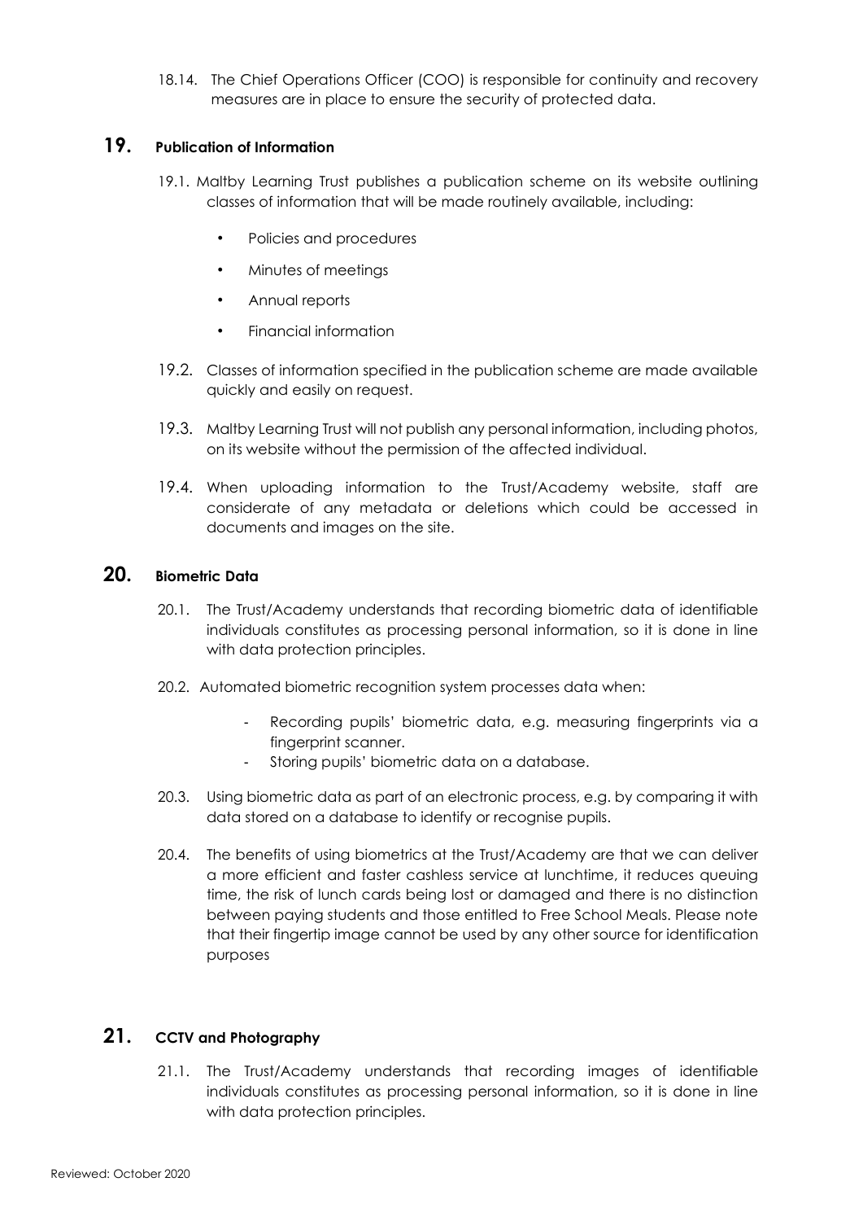18.14. The Chief Operations Officer (COO) is responsible for continuity and recovery measures are in place to ensure the security of protected data.

## 19. Publication of Information

19.1. Maltby Learning Trust publishes a publication scheme on its website outlining classes of information that will be made routinely available, including:

- Policies and procedures
- Minutes of meetings
- Annual reports
- Financial information

19.2. Classes of information specified in the publication scheme are made available quickly and easily on request.

19.3. Maltby Learning Trust will not publish any personal information, including photos, on its website without the permission of the affected individual.

19.4. When uploading information to the Trust/Academy website, staff are considerate of any metadata or deletions which could be accessed in documents and images on the site.

## 20. Biometric Data

20.1. The Trust/Academy understands that recording biometric data of identifiable individuals constitutes as processing personal information, so it is done in line with data protection principles.

20.2. Automated biometric recognition system processes data when:

- Recording pupils' biometric data, e.g. measuring fingerprints via a fingerprint scanner.
- Storing pupils' biometric data on a database.

20.3. Using biometric data as part of an electronic process, e.g. by comparing it with data stored on a database to identify or recognise pupils.

20.4. The benefits of using biometrics at the Trust/Academy are that we can deliver a more efficient and faster cashless service at lunchtime, it reduces queuing time, the risk of lunch cards being lost or damaged and there is no distinction between paying students and those entitled to Free School Meals. Please note that their fingertip image cannot be used by any other source for identification purposes

## 21. CCTV and Photography

21.1. The Trust/Academy understands that recording images of identifiable individuals constitutes as processing personal information, so it is done in line with data protection principles.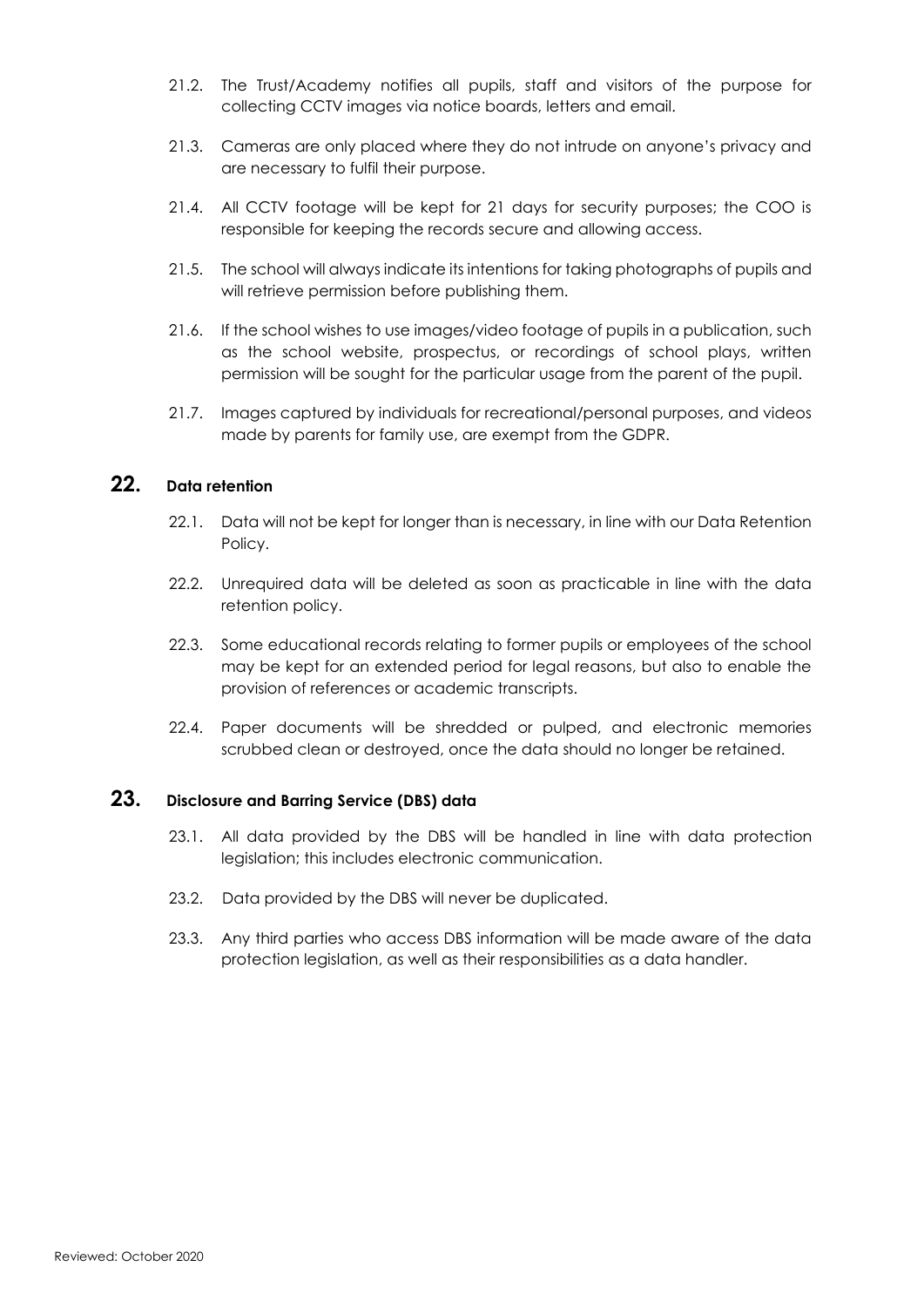21.2. The Trust/Academy notifies all pupils, staff and visitors of the purpose for collecting CCTV images via notice boards, letters and email.

21.3. Cameras are only placed where they do not intrude on anyone's privacy and are necessary to fulfil their purpose.

21.4. All CCTV footage will be kept for 21 days for security purposes; the COO is responsible for keeping the records secure and allowing access.

21.5. The school will always indicate its intentions for taking photographs of pupils and will retrieve permission before publishing them.

21.6. If the school wishes to use images/video footage of pupils in a publication, such as the school website, prospectus, or recordings of school plays, written permission will be sought for the particular usage from the parent of the pupil.

21.7. Images captured by individuals for recreational/personal purposes, and videos made by parents for family use, are exempt from the GDPR.

## 22. Data retention

22.1. Data will not be kept for longer than is necessary, in line with our Data Retention Policy.

22.2. Unrequired data will be deleted as soon as practicable in line with the data retention policy.

22.3. Some educational records relating to former pupils or employees of the school may be kept for an extended period for legal reasons, but also to enable the provision of references or academic transcripts.

22.4. Paper documents will be shredded or pulped, and electronic memories scrubbed clean or destroyed, once the data should no longer be retained.

## 23. Disclosure and Barring Service (DBS) data

23.1. All data provided by the DBS will be handled in line with data protection legislation; this includes electronic communication.

23.2. Data provided by the DBS will never be duplicated.

23.3. Any third parties who access DBS information will be made aware of the data protection legislation, as well as their responsibilities as a data handler.